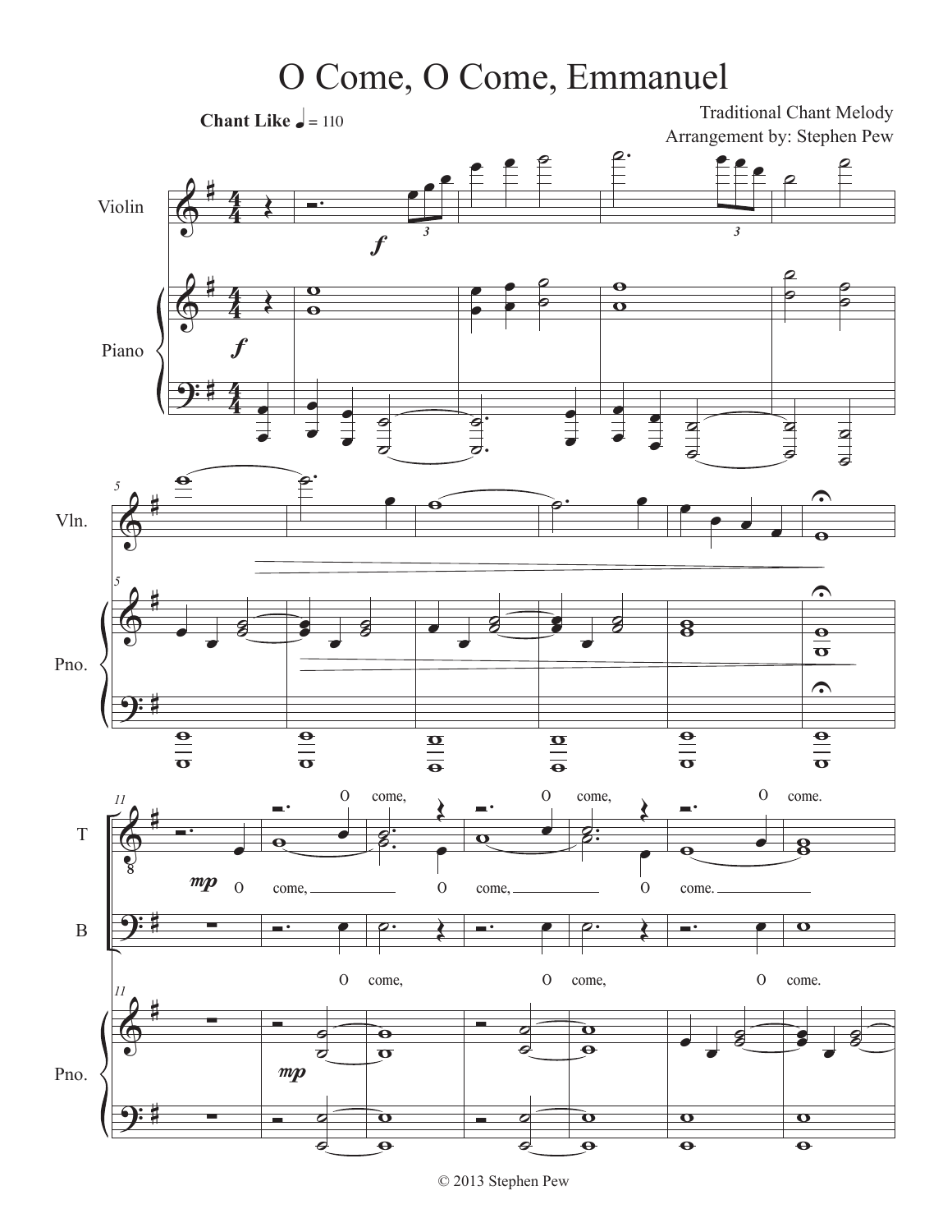# O Come, O Come, Emmanuel

**Chant Like** ♩ = 110

Traditional Chant Melody
Arrangement by: Stephen Pew

© 2013 Stephen Pew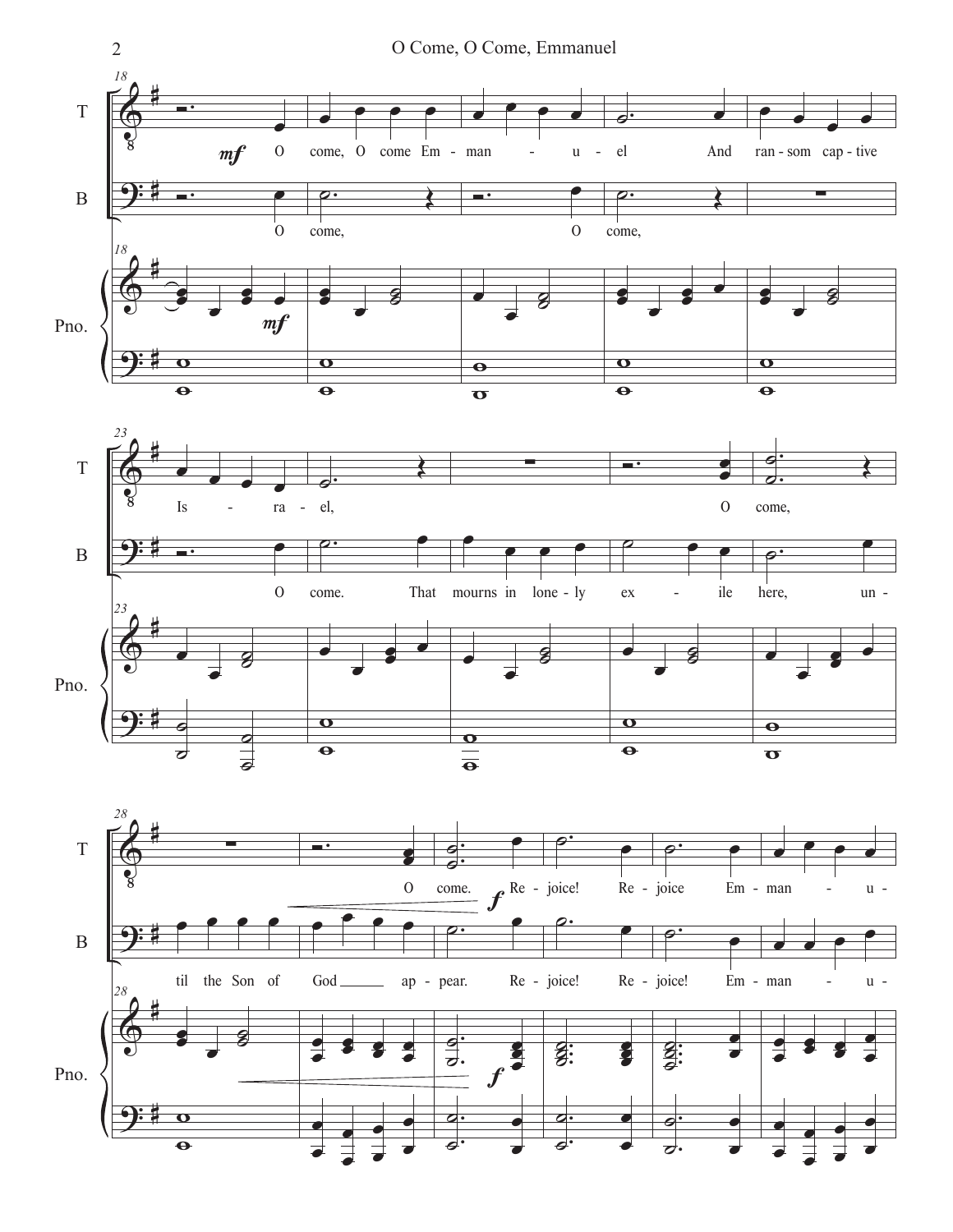T: O come, O come Em - man - u - el And ran - som cap - tive Is - ra - el, O come, O come. Re - joice! Re - joice Em - man - u -

B: O come, O come, O come. That mourns in lone - ly ex - ile here, un - til the Son of God ap - pear. Re - joice! Re - joice! Em - man - u -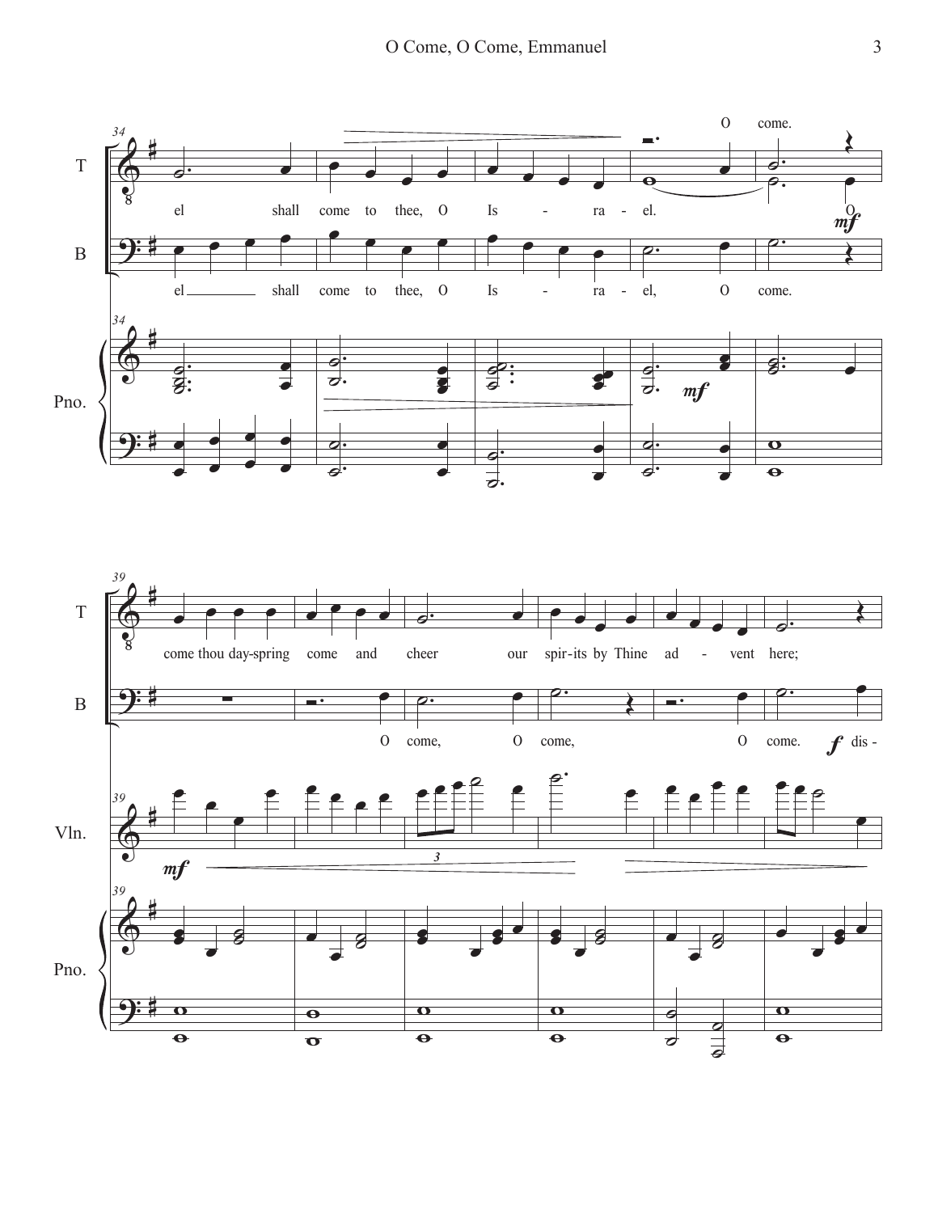T: el shall come to thee, O Is - ra - el. O come. O

B: el shall come to thee, O Is - ra - el, O come.

T: come thou day-spring come and cheer our spir-its by Thine ad - vent here;

B: O come, O come, O come. dis -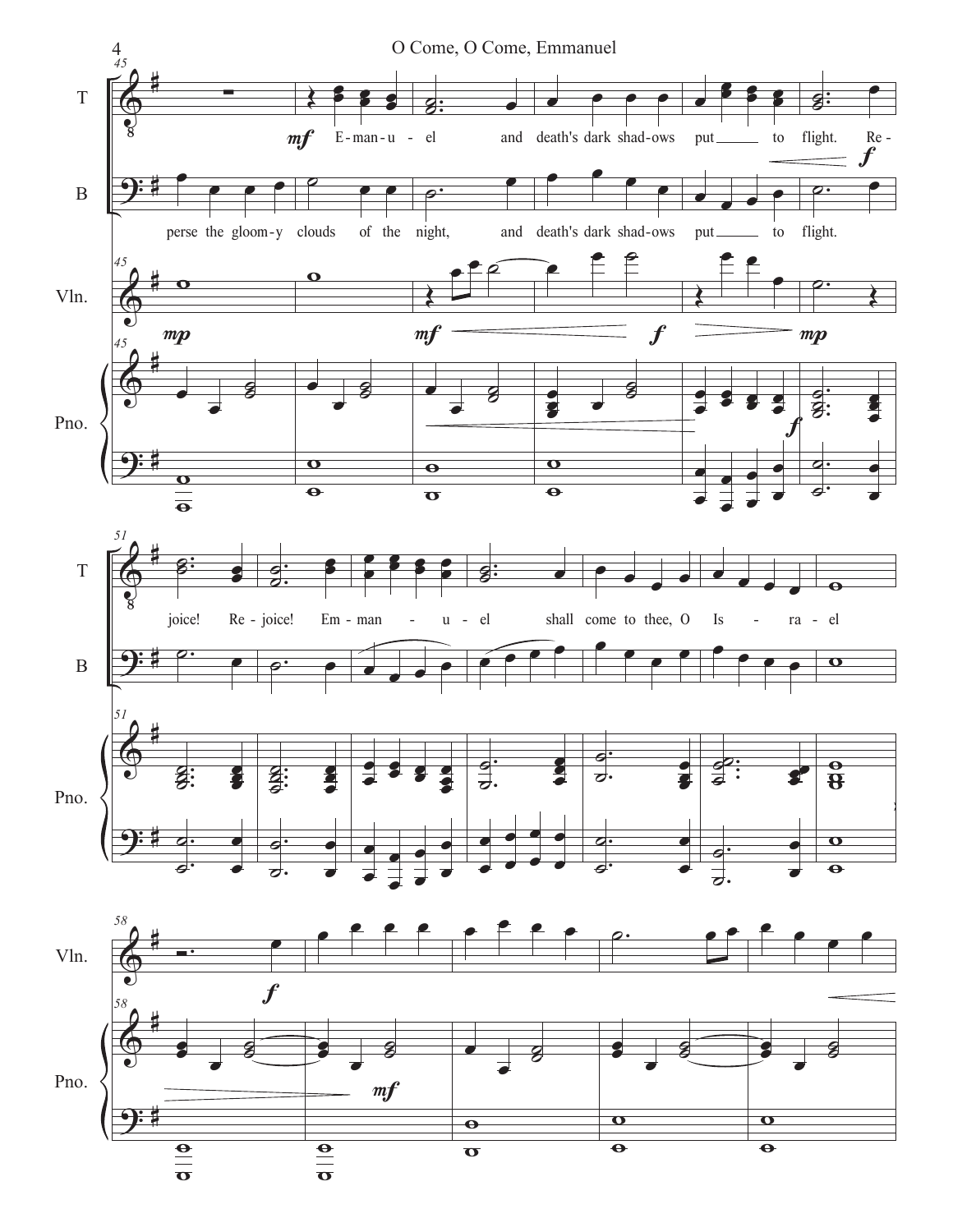T: E - man - u - el and death's dark shad - ows put ___ to flight. Re - joice! Re - joice! Em - man - u - el shall come to thee, O Is - ra - el

B: perse the gloom - y clouds of the night, and death's dark shad - ows put ___ to flight.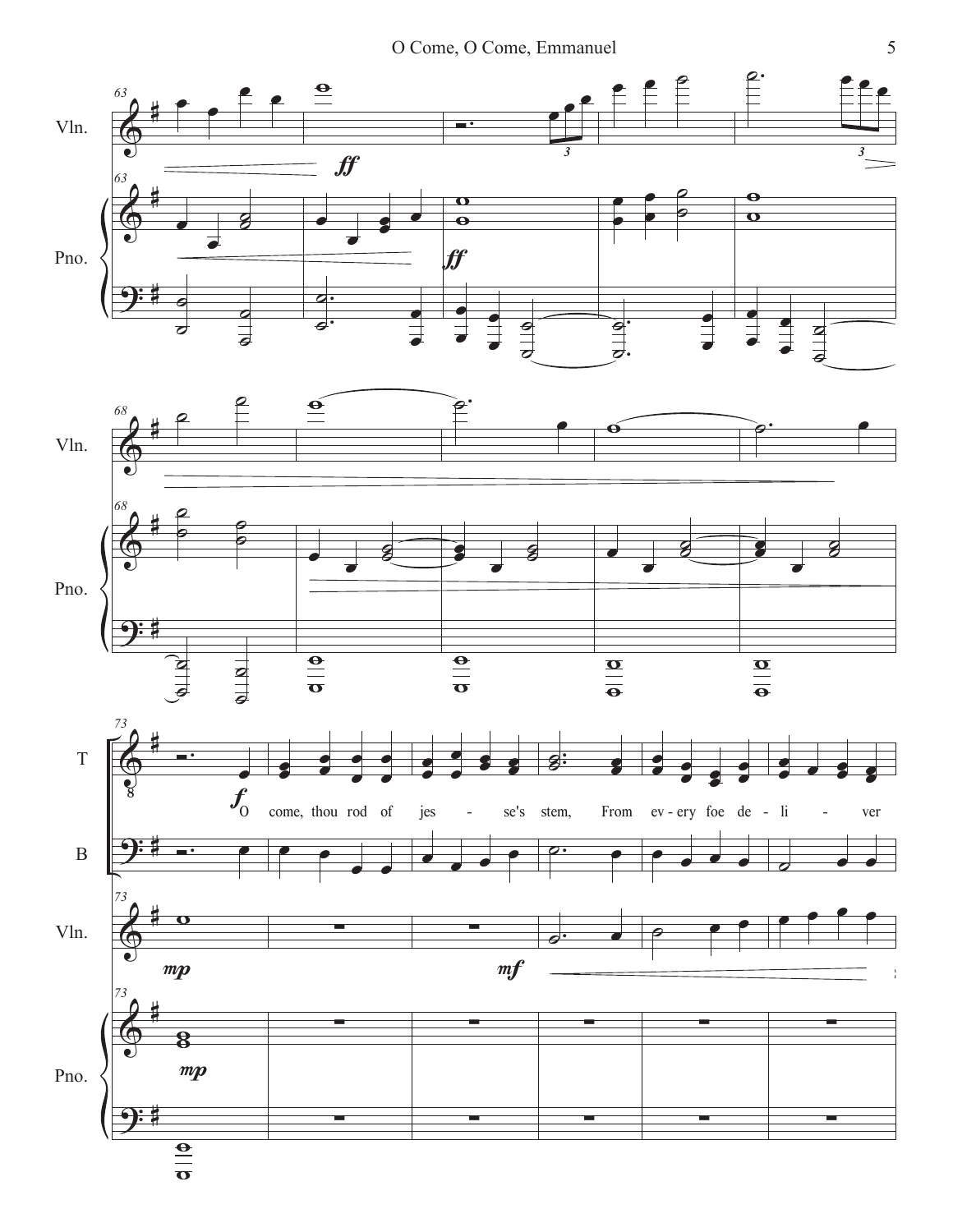O come, thou rod of jes - se's stem, From ev - ery foe de - li - ver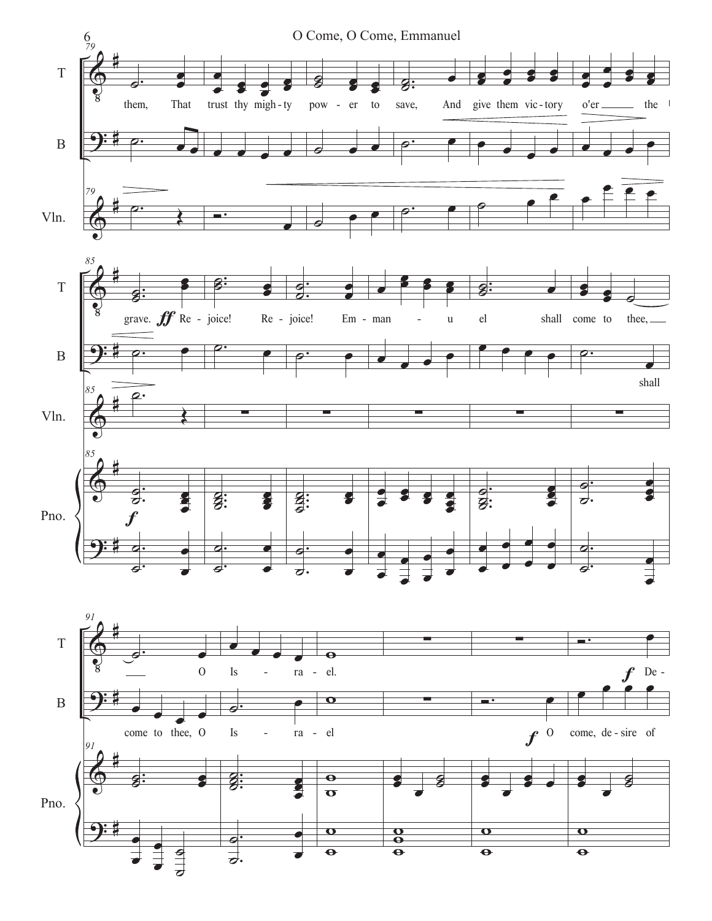T
B
Vln.

them, That trust thy migh - ty pow - er to save, And give them vic - tory o'er the grave. *ff* Re - joice! Re - joice! Em - man - u el shall come to thee, O Is - ra - el. *f* De -

shall come to thee, O Is - ra - el *f* O come, de - sire of

Pno.

*f*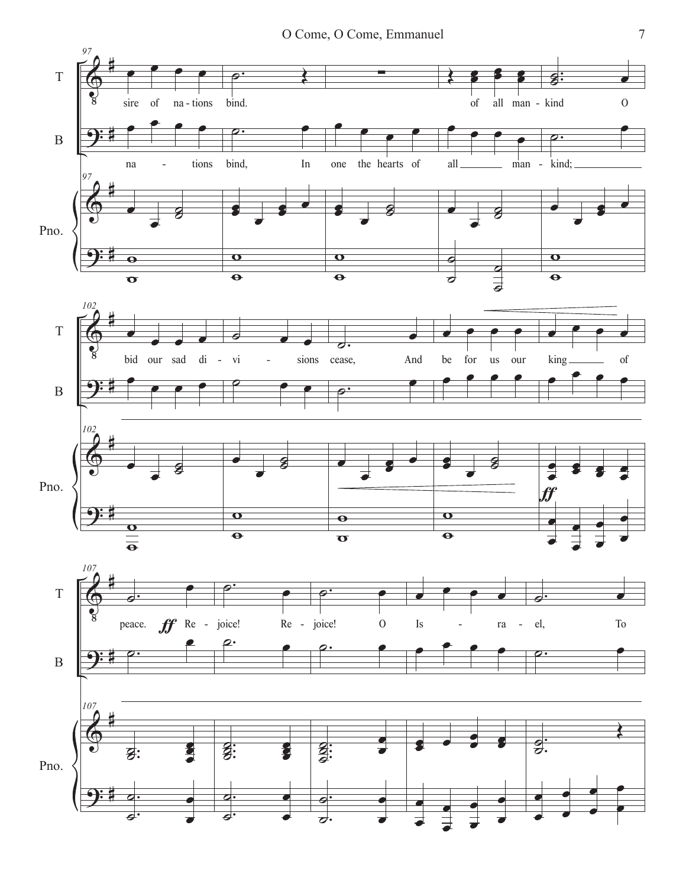sire of na - tions bind. of all man - kind O

na - tions bind, In one the hearts of all man - kind;

bid our sad di - vi - sions cease, And be for us our king of

peace. *ff* Re - joice! Re - joice! O Is - ra - el, To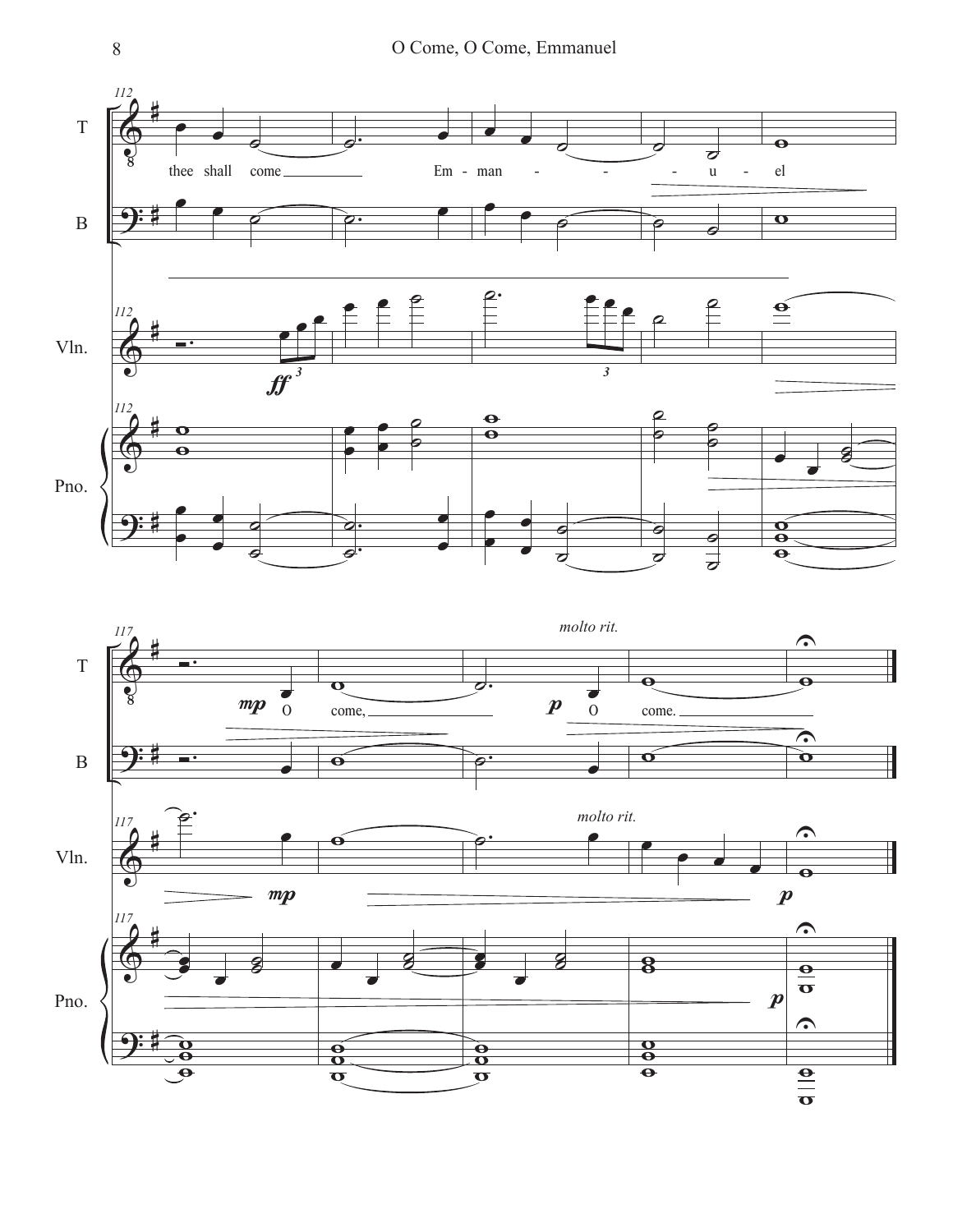T

B

Vln.

Pno.

112

thee shall come Em - man - - u - el

*ff*

117

*mp* O come, *p* O come.

*molto rit.*

*mp*

*p*

*p*